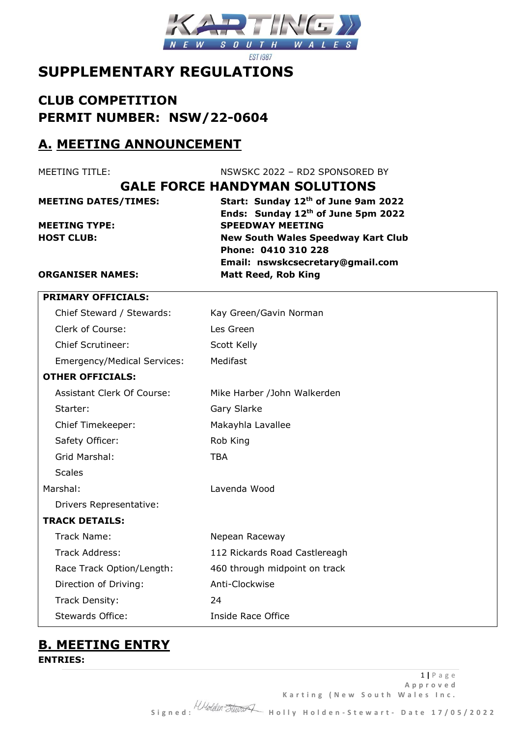# SUPPLEMENTARY REGULATIONS

## CLUB COMPETITION
## PERMIT NUMBER: NSW/22-0604

## A. MEETING ANNOUNCEMENT

| | |
|---|---|
| MEETING TITLE: | NSWSKC 2022 – RD2 SPONSORED BY |

**GALE FORCE HANDYMAN SOLUTIONS**

| | |
|---|---|
| **MEETING DATES/TIMES:** | **Start: Sunday 12th of June 9am 2022** |
| | **Ends: Sunday 12th of June 5pm 2022** |
| **MEETING TYPE:** | **SPEEDWAY MEETING** |
| **HOST CLUB:** | **New South Wales Speedway Kart Club** |
| | **Phone: 0410 310 228** |
| | **Email: nswskcsecretary@gmail.com** |
| **ORGANISER NAMES:** | **Matt Reed, Rob King** |

| **PRIMARY OFFICIALS:** | |
|---|---|
| Chief Steward / Stewards: | Kay Green/Gavin Norman |
| Clerk of Course: | Les Green |
| Chief Scrutineer: | Scott Kelly |
| Emergency/Medical Services: | Medifast |
| **OTHER OFFICIALS:** | |
| Assistant Clerk Of Course: | Mike Harber /John Walkerden |
| Starter: | Gary Slarke |
| Chief Timekeeper: | Makayhla Lavallee |
| Safety Officer: | Rob King |
| Grid Marshal: | TBA |
| Scales | |
| Marshal: | Lavenda Wood |
| Drivers Representative: | |
| **TRACK DETAILS:** | |
| Track Name: | Nepean Raceway |
| Track Address: | 112 Rickards Road Castlereagh |
| Race Track Option/Length: | 460 through midpoint on track |
| Direction of Driving: | Anti-Clockwise |
| Track Density: | 24 |
| Stewards Office: | Inside Race Office |

## B. MEETING ENTRY

**ENTRIES:**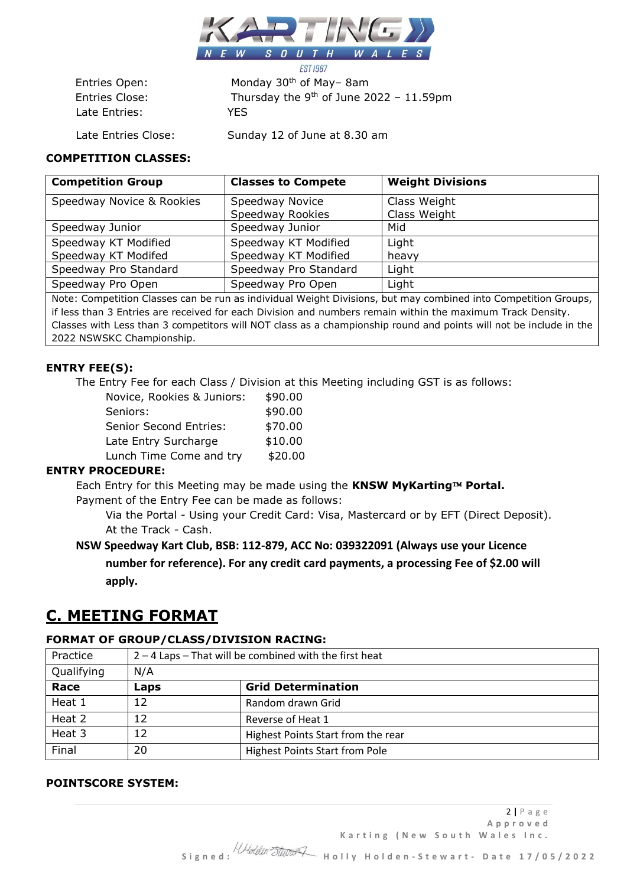Entries Open: Monday 30th of May– 8am
Entries Close: Thursday the 9th of June 2022 – 11.59pm
Late Entries: YES

Late Entries Close: Sunday 12 of June at 8.30 am

**COMPETITION CLASSES:**

| Competition Group | Classes to Compete | Weight Divisions |
|---|---|---|
| Speedway Novice & Rookies | Speedway Novice<br>Speedway Rookies | Class Weight<br>Class Weight |
| Speedway Junior | Speedway Junior | Mid |
| Speedway KT Modified<br>Speedway KT Modifed | Speedway KT Modified<br>Speedway KT Modified | Light<br>heavy |
| Speedway Pro Standard | Speedway Pro Standard | Light |
| Speedway Pro Open | Speedway Pro Open | Light |
| Note: Competition Classes can be run as individual Weight Divisions, but may combined into Competition Groups, if less than 3 Entries are received for each Division and numbers remain within the maximum Track Density. Classes with Less than 3 competitors will NOT class as a championship round and points will not be include in the 2022 NSWSKC Championship. | | |

**ENTRY FEE(S):**

The Entry Fee for each Class / Division at this Meeting including GST is as follows:

| | |
|---|---|
| Novice, Rookies & Juniors: | \$90.00 |
| Seniors: | \$90.00 |
| Senior Second Entries: | \$70.00 |
| Late Entry Surcharge | \$10.00 |
| Lunch Time Come and try | \$20.00 |

**ENTRY PROCEDURE:**

Each Entry for this Meeting may be made using the **KNSW MyKarting™ Portal.**

Payment of the Entry Fee can be made as follows:

Via the Portal - Using your Credit Card: Visa, Mastercard or by EFT (Direct Deposit).
At the Track - Cash.

**NSW Speedway Kart Club, BSB: 112-879, ACC No: 039322091 (Always use your Licence number for reference). For any credit card payments, a processing Fee of \$2.00 will apply.**

# C. MEETING FORMAT

**FORMAT OF GROUP/CLASS/DIVISION RACING:**

| Practice | 2 – 4 Laps – That will be combined with the first heat | |
|---|---|---|
| Qualifying | N/A | |
| **Race** | **Laps** | **Grid Determination** |
| Heat 1 | 12 | Random drawn Grid |
| Heat 2 | 12 | Reverse of Heat 1 |
| Heat 3 | 12 | Highest Points Start from the rear |
| Final | 20 | Highest Points Start from Pole |

**POINTSCORE SYSTEM:**

Approved Karting (New South Wales Inc.

Signed: Holly Holden-Stewart - Date 17/05/2022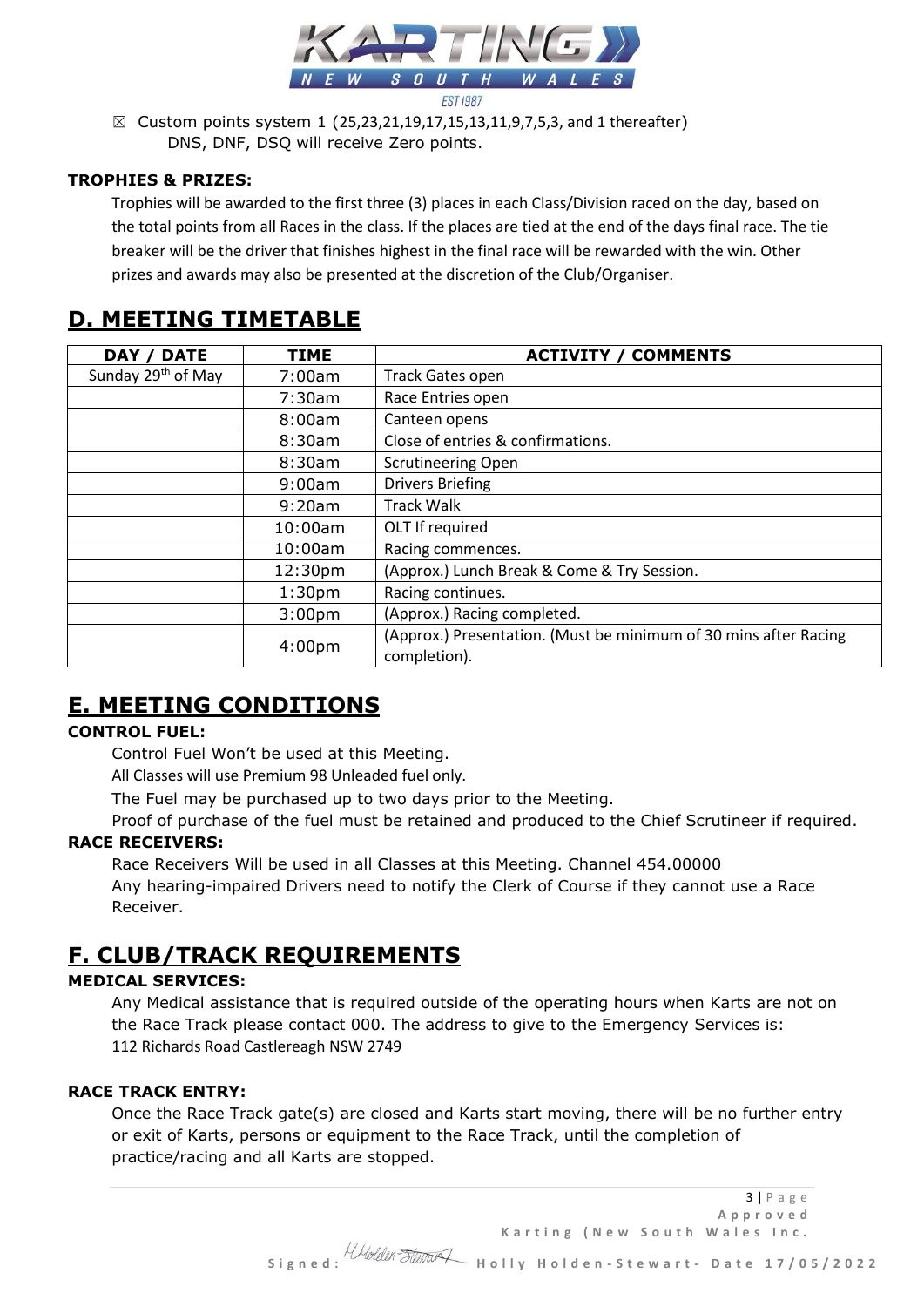☒ Custom points system 1 (25,23,21,19,17,15,13,11,9,7,5,3, and 1 thereafter) DNS, DNF, DSQ will receive Zero points.

**TROPHIES & PRIZES:**

Trophies will be awarded to the first three (3) places in each Class/Division raced on the day, based on the total points from all Races in the class. If the places are tied at the end of the days final race. The tie breaker will be the driver that finishes highest in the final race will be rewarded with the win. Other prizes and awards may also be presented at the discretion of the Club/Organiser.

# D. MEETING TIMETABLE

| DAY / DATE | TIME | ACTIVITY / COMMENTS |
|---|---|---|
| Sunday 29th of May | 7:00am | Track Gates open |
| | 7:30am | Race Entries open |
| | 8:00am | Canteen opens |
| | 8:30am | Close of entries & confirmations. |
| | 8:30am | Scrutineering Open |
| | 9:00am | Drivers Briefing |
| | 9:20am | Track Walk |
| | 10:00am | OLT If required |
| | 10:00am | Racing commences. |
| | 12:30pm | (Approx.) Lunch Break & Come & Try Session. |
| | 1:30pm | Racing continues. |
| | 3:00pm | (Approx.) Racing completed. |
| | 4:00pm | (Approx.) Presentation. (Must be minimum of 30 mins after Racing completion). |

# E. MEETING CONDITIONS

**CONTROL FUEL:**

Control Fuel Won't be used at this Meeting.

All Classes will use Premium 98 Unleaded fuel only.

The Fuel may be purchased up to two days prior to the Meeting.

Proof of purchase of the fuel must be retained and produced to the Chief Scrutineer if required.

**RACE RECEIVERS:**

Race Receivers Will be used in all Classes at this Meeting. Channel 454.00000

Any hearing-impaired Drivers need to notify the Clerk of Course if they cannot use a Race Receiver.

# F. CLUB/TRACK REQUIREMENTS

**MEDICAL SERVICES:**

Any Medical assistance that is required outside of the operating hours when Karts are not on the Race Track please contact 000. The address to give to the Emergency Services is:

112 Richards Road Castlereagh NSW 2749

**RACE TRACK ENTRY:**

Once the Race Track gate(s) are closed and Karts start moving, there will be no further entry or exit of Karts, persons or equipment to the Race Track, until the completion of practice/racing and all Karts are stopped.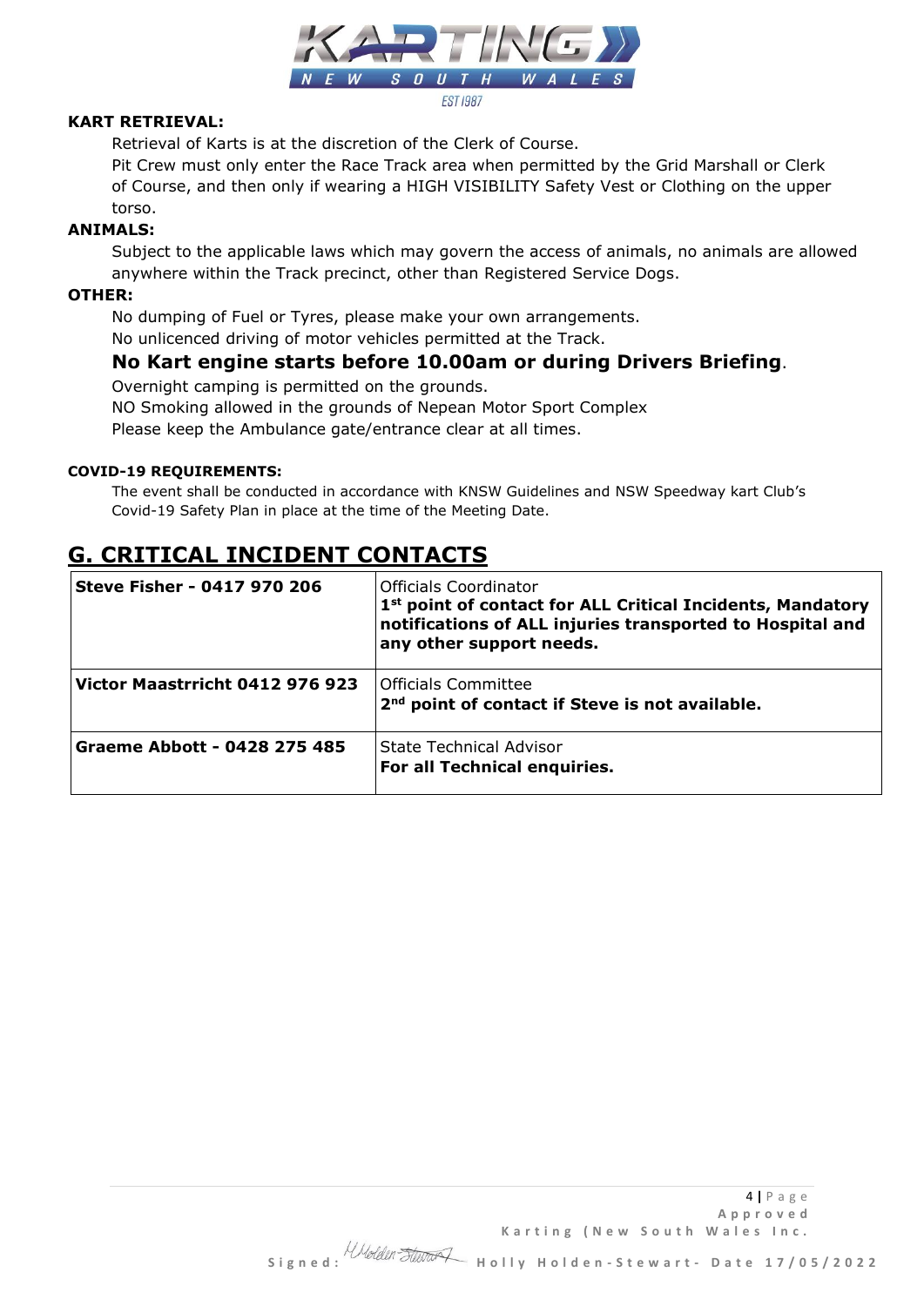**KART RETRIEVAL:**

Retrieval of Karts is at the discretion of the Clerk of Course.

Pit Crew must only enter the Race Track area when permitted by the Grid Marshall or Clerk of Course, and then only if wearing a HIGH VISIBILITY Safety Vest or Clothing on the upper torso.

**ANIMALS:**

Subject to the applicable laws which may govern the access of animals, no animals are allowed anywhere within the Track precinct, other than Registered Service Dogs.

**OTHER:**

No dumping of Fuel or Tyres, please make your own arrangements.

No unlicenced driving of motor vehicles permitted at the Track.

### No Kart engine starts before 10.00am or during Drivers Briefing.

Overnight camping is permitted on the grounds.

NO Smoking allowed in the grounds of Nepean Motor Sport Complex

Please keep the Ambulance gate/entrance clear at all times.

**COVID-19 REQUIREMENTS:**

The event shall be conducted in accordance with KNSW Guidelines and NSW Speedway kart Club's Covid-19 Safety Plan in place at the time of the Meeting Date.

## G. CRITICAL INCIDENT CONTACTS

| | |
|---|---|
| **Steve Fisher - 0417 970 206** | Officials Coordinator<br>**1st point of contact for ALL Critical Incidents, Mandatory notifications of ALL injuries transported to Hospital and any other support needs.** |
| **Victor Maastrricht 0412 976 923** | Officials Committee<br>**2nd point of contact if Steve is not available.** |
| **Graeme Abbott - 0428 275 485** | State Technical Advisor<br>**For all Technical enquiries.** |

Approved Karting (New South Wales Inc.

Signed: H Holden-Stewart Holly Holden-Stewart- Date 17/05/2022